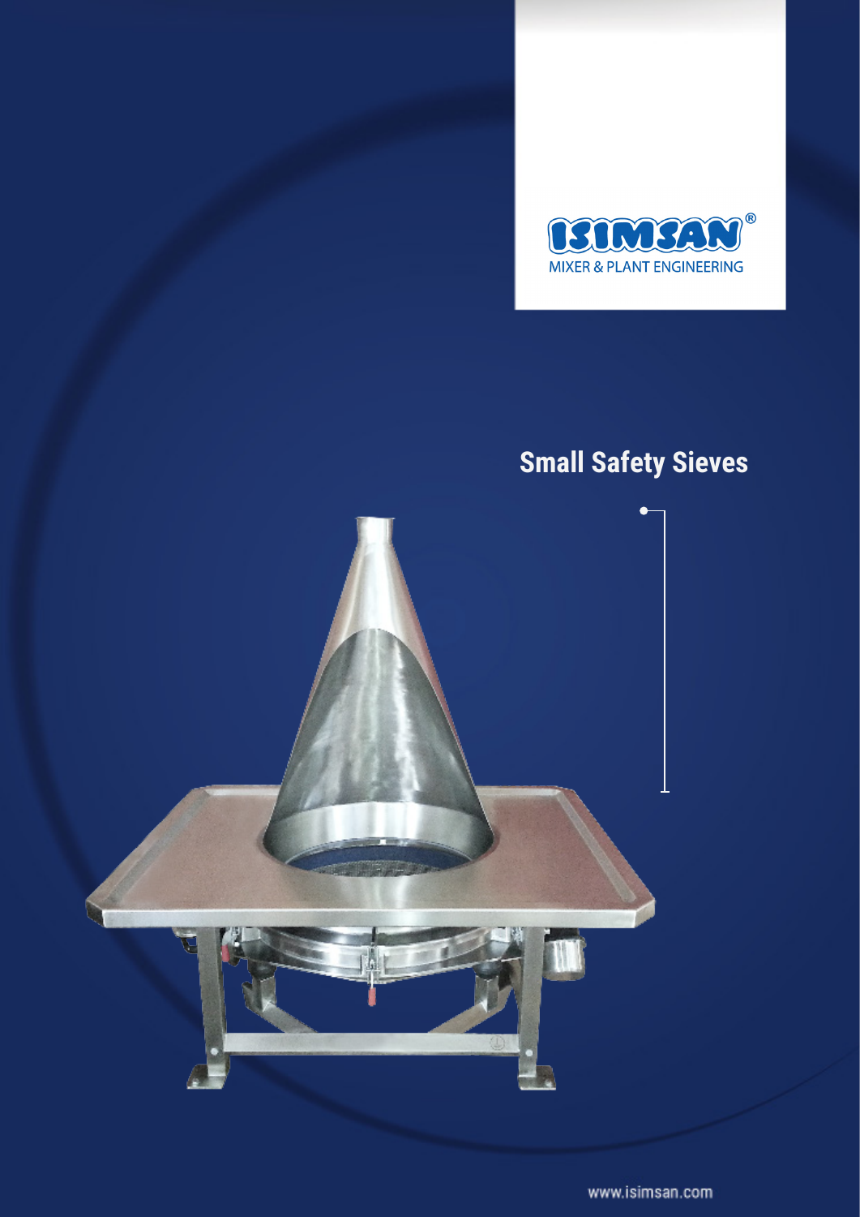ISIMSAN®

MIXER & PLANT ENGINEERING

# Small Safety Sieves

www.isimsan.com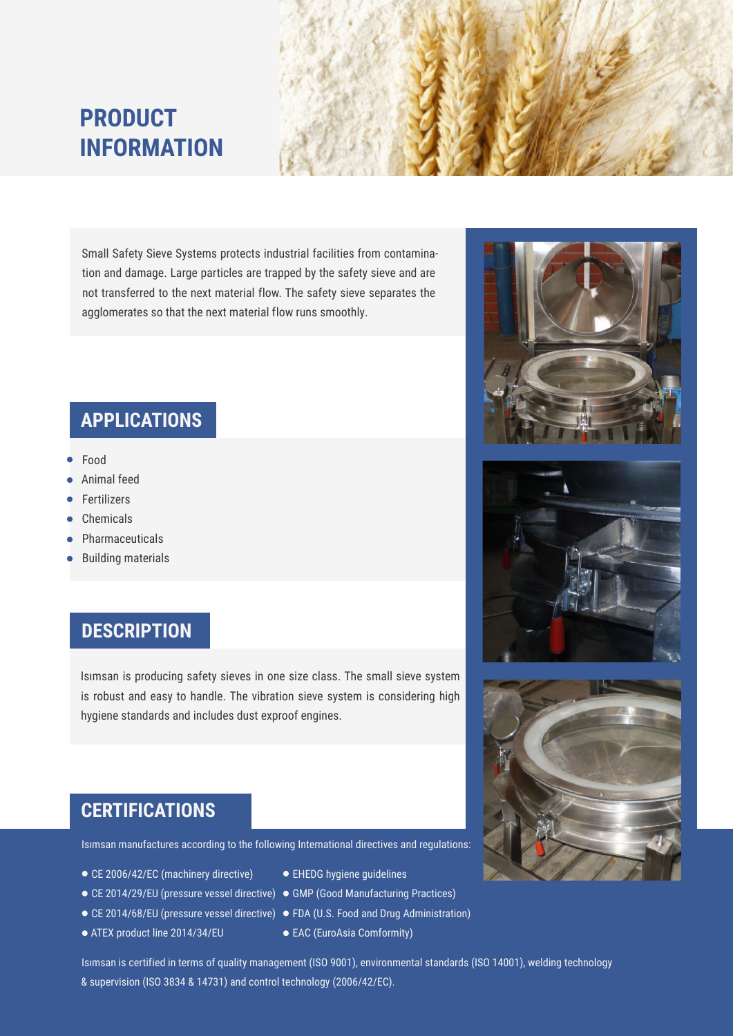# PRODUCT INFORMATION

Small Safety Sieve Systems protects industrial facilities from contamination and damage. Large particles are trapped by the safety sieve and are not transferred to the next material flow. The safety sieve separates the agglomerates so that the next material flow runs smoothly.

## APPLICATIONS

- Food
- Animal feed
- Fertilizers
- Chemicals
- Pharmaceuticals
- Building materials

## DESCRIPTION

Isımsan is producing safety sieves in one size class. The small sieve system is robust and easy to handle. The vibration sieve system is considering high hygiene standards and includes dust exproof engines.

## CERTIFICATIONS

Isımsan manufactures according to the following International directives and regulations:

- CE 2006/42/EC (machinery directive)
- CE 2014/29/EU (pressure vessel directive)
- CE 2014/68/EU (pressure vessel directive)
- ATEX product line 2014/34/EU
- EHEDG hygiene guidelines
- GMP (Good Manufacturing Practices)
- FDA (U.S. Food and Drug Administration)
- EAC (EuroAsia Comformity)

Isımsan is certified in terms of quality management (ISO 9001), environmental standards (ISO 14001), welding technology & supervision (ISO 3834 & 14731) and control technology (2006/42/EC).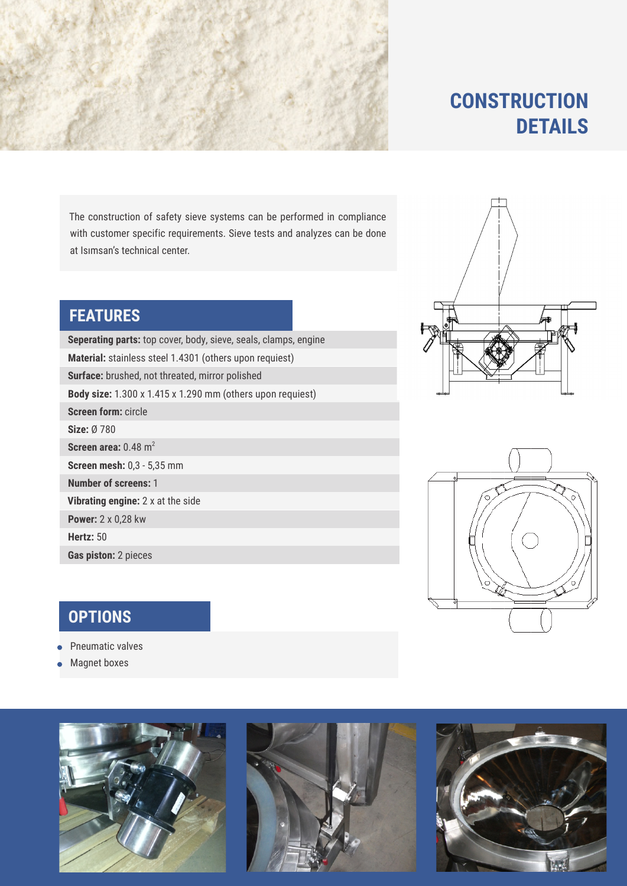# CONSTRUCTION DETAILS

The construction of safety sieve systems can be performed in compliance with customer specific requirements. Sieve tests and analyzes can be done at Isımsan's technical center.

## FEATURES

**Seperating parts:** top cover, body, sieve, seals, clamps, engine

**Material:** stainless steel 1.4301 (others upon requiest)

**Surface:** brushed, not threated, mirror polished

**Body size:** 1.300 x 1.415 x 1.290 mm (others upon requiest)

**Screen form:** circle

**Size:** Ø 780

**Screen area:** 0.48 $m^2$

**Screen mesh:** 0,3 - 5,35 mm

**Number of screens:** 1

**Vibrating engine:** 2 x at the side

**Power:** 2 x 0,28 kw

**Hertz:** 50

**Gas piston:** 2 pieces

## OPTIONS

- Pneumatic valves
- Magnet boxes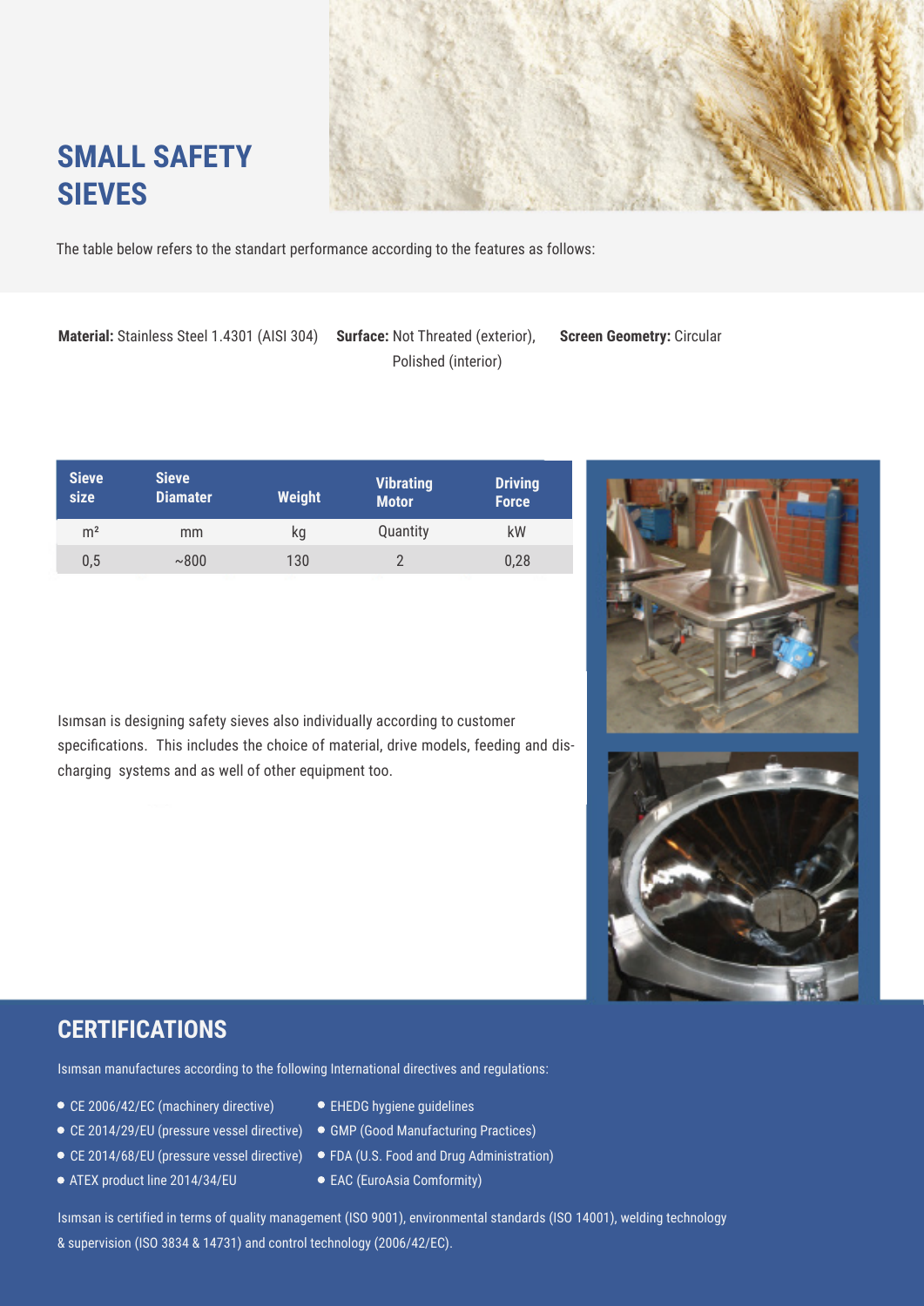# SMALL SAFETY SIEVES

The table below refers to the standart performance according to the features as follows:

**Material:** Stainless Steel 1.4301 (AISI 304) **Surface:** Not Threated (exterior), Polished (interior) **Screen Geometry:** Circular

| Sieve size | Sieve Diamater | Weight | Vibrating Motor | Driving Force |
|---|---|---|---|---|
| m² | mm | kg | Quantity | kW |
| 0,5 | ~800 | 130 | 2 | 0,28 |

Isımsan is designing safety sieves also individually according to customer specifications. This includes the choice of material, drive models, feeding and discharging systems and as well of other equipment too.

## CERTIFICATIONS

Isımsan manufactures according to the following International directives and regulations:

- CE 2006/42/EC (machinery directive)
- CE 2014/29/EU (pressure vessel directive)
- CE 2014/68/EU (pressure vessel directive)
- ATEX product line 2014/34/EU
- EHEDG hygiene guidelines
- GMP (Good Manufacturing Practices)
- FDA (U.S. Food and Drug Administration)
- EAC (EuroAsia Comformity)

Isımsan is certified in terms of quality management (ISO 9001), environmental standards (ISO 14001), welding technology & supervision (ISO 3834 & 14731) and control technology (2006/42/EC).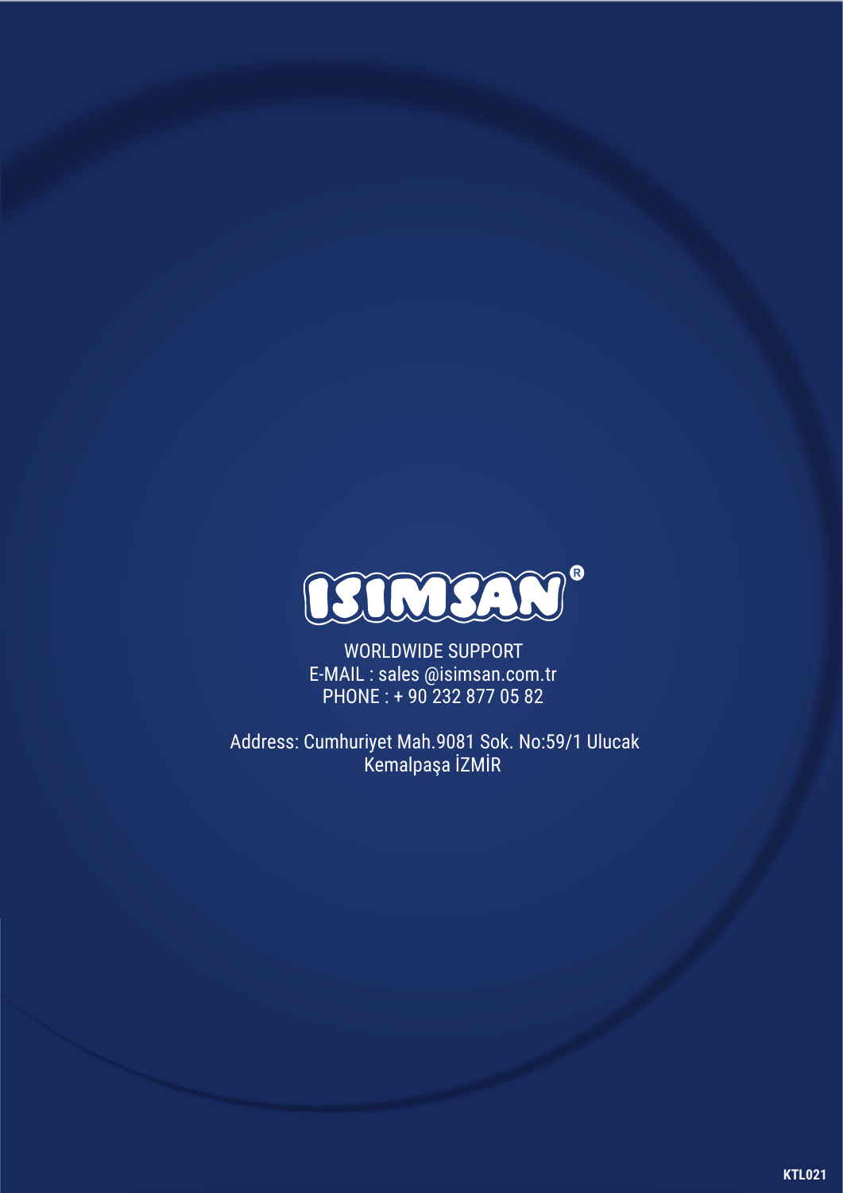ISIMSAN®

WORLDWIDE SUPPORT
E-MAIL : sales @isimsan.com.tr
PHONE : + 90 232 877 05 82

Address: Cumhuriyet Mah.9081 Sok. No:59/1 Ulucak
Kemalpaşa İZMİR

KTL021